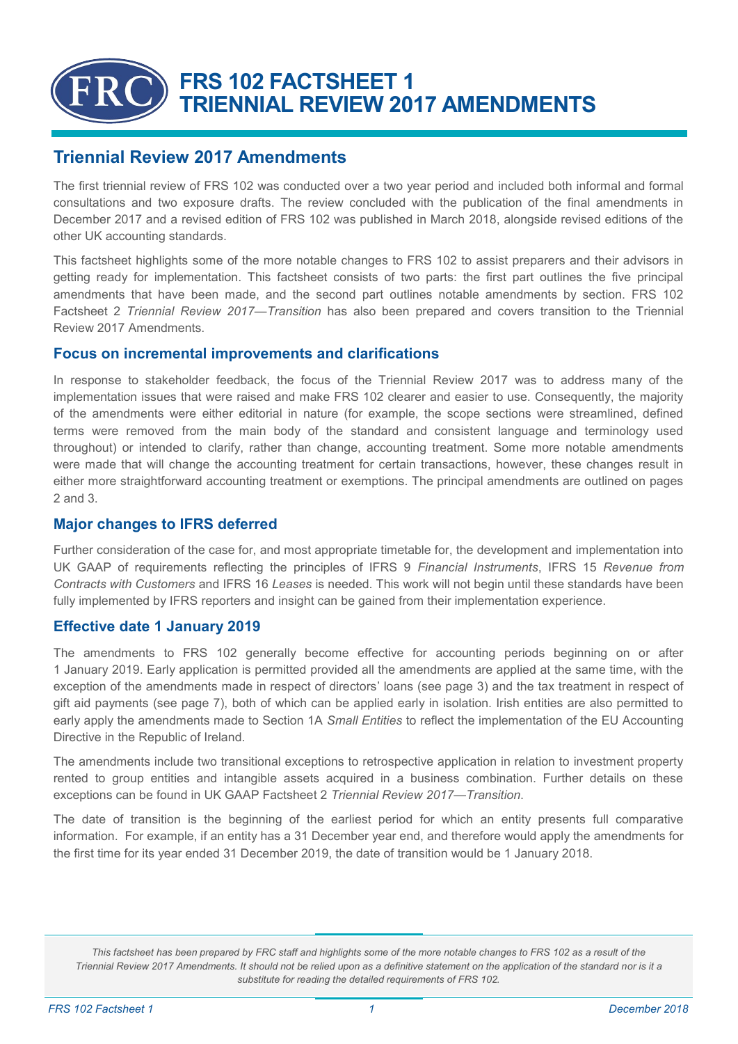# FRS 102 FACTSHEET 1
# TRIENNIAL REVIEW 2017 AMENDMENTS

## Triennial Review 2017 Amendments

The first triennial review of FRS 102 was conducted over a two year period and included both informal and formal consultations and two exposure drafts. The review concluded with the publication of the final amendments in December 2017 and a revised edition of FRS 102 was published in March 2018, alongside revised editions of the other UK accounting standards.

This factsheet highlights some of the more notable changes to FRS 102 to assist preparers and their advisors in getting ready for implementation. This factsheet consists of two parts: the first part outlines the five principal amendments that have been made, and the second part outlines notable amendments by section. FRS 102 Factsheet 2 *Triennial Review 2017—Transition* has also been prepared and covers transition to the Triennial Review 2017 Amendments.

### Focus on incremental improvements and clarifications

In response to stakeholder feedback, the focus of the Triennial Review 2017 was to address many of the implementation issues that were raised and make FRS 102 clearer and easier to use. Consequently, the majority of the amendments were either editorial in nature (for example, the scope sections were streamlined, defined terms were removed from the main body of the standard and consistent language and terminology used throughout) or intended to clarify, rather than change, accounting treatment. Some more notable amendments were made that will change the accounting treatment for certain transactions, however, these changes result in either more straightforward accounting treatment or exemptions. The principal amendments are outlined on pages 2 and 3.

### Major changes to IFRS deferred

Further consideration of the case for, and most appropriate timetable for, the development and implementation into UK GAAP of requirements reflecting the principles of IFRS 9 *Financial Instruments*, IFRS 15 *Revenue from Contracts with Customers* and IFRS 16 *Leases* is needed. This work will not begin until these standards have been fully implemented by IFRS reporters and insight can be gained from their implementation experience.

### Effective date 1 January 2019

The amendments to FRS 102 generally become effective for accounting periods beginning on or after 1 January 2019. Early application is permitted provided all the amendments are applied at the same time, with the exception of the amendments made in respect of directors' loans (see page 3) and the tax treatment in respect of gift aid payments (see page 7), both of which can be applied early in isolation. Irish entities are also permitted to early apply the amendments made to Section 1A *Small Entities* to reflect the implementation of the EU Accounting Directive in the Republic of Ireland.

The amendments include two transitional exceptions to retrospective application in relation to investment property rented to group entities and intangible assets acquired in a business combination. Further details on these exceptions can be found in UK GAAP Factsheet 2 *Triennial Review 2017—Transition*.

The date of transition is the beginning of the earliest period for which an entity presents full comparative information. For example, if an entity has a 31 December year end, and therefore would apply the amendments for the first time for its year ended 31 December 2019, the date of transition would be 1 January 2018.

*This factsheet has been prepared by FRC staff and highlights some of the more notable changes to FRS 102 as a result of the Triennial Review 2017 Amendments. It should not be relied upon as a definitive statement on the application of the standard nor is it a substitute for reading the detailed requirements of FRS 102.*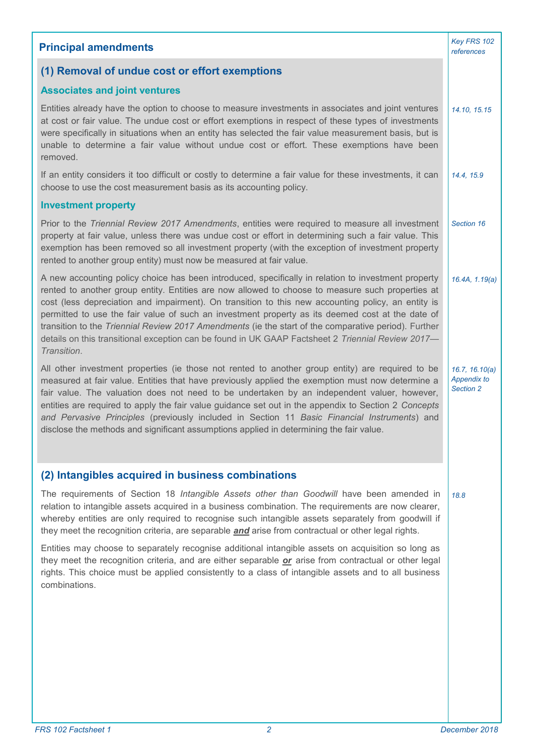## Principal amendments

*Key FRS 102 references*

### (1) Removal of undue cost or effort exemptions

#### Associates and joint ventures

Entities already have the option to choose to measure investments in associates and joint ventures at cost or fair value. The undue cost or effort exemptions in respect of these types of investments were specifically in situations when an entity has selected the fair value measurement basis, but is unable to determine a fair value without undue cost or effort. These exemptions have been removed. *(14.10, 15.15)*

If an entity considers it too difficult or costly to determine a fair value for these investments, it can choose to use the cost measurement basis as its accounting policy. *(14.4, 15.9)*

#### Investment property

Prior to the *Triennial Review 2017 Amendments*, entities were required to measure all investment property at fair value, unless there was undue cost or effort in determining such a fair value. This exemption has been removed so all investment property (with the exception of investment property rented to another group entity) must now be measured at fair value. *(Section 16)*

A new accounting policy choice has been introduced, specifically in relation to investment property rented to another group entity. Entities are now allowed to choose to measure such properties at cost (less depreciation and impairment). On transition to this new accounting policy, an entity is permitted to use the fair value of such an investment property as its deemed cost at the date of transition to the *Triennial Review 2017 Amendments* (ie the start of the comparative period). Further details on this transitional exception can be found in UK GAAP Factsheet 2 *Triennial Review 2017—Transition*. *(16.4A, 1.19(a))*

All other investment properties (ie those not rented to another group entity) are required to be measured at fair value. Entities that have previously applied the exemption must now determine a fair value. The valuation does not need to be undertaken by an independent valuer, however, entities are required to apply the fair value guidance set out in the appendix to Section 2 *Concepts and Pervasive Principles* (previously included in Section 11 *Basic Financial Instruments*) and disclose the methods and significant assumptions applied in determining the fair value. *(16.7, 16.10(a), Appendix to Section 2)*

### (2) Intangibles acquired in business combinations

The requirements of Section 18 *Intangible Assets other than Goodwill* have been amended in relation to intangible assets acquired in a business combination. The requirements are now clearer, whereby entities are only required to recognise such intangible assets separately from goodwill if they meet the recognition criteria, are separable ***and*** arise from contractual or other legal rights. *(18.8)*

Entities may choose to separately recognise additional intangible assets on acquisition so long as they meet the recognition criteria, and are either separable ***or*** arise from contractual or other legal rights. This choice must be applied consistently to a class of intangible assets and to all business combinations.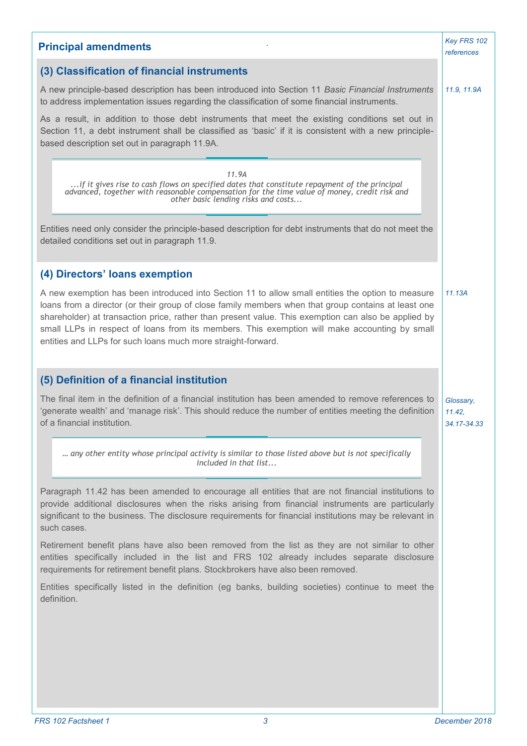## Principal amendments

*Key FRS 102 references*

### (3) Classification of financial instruments

*11.9, 11.9A*

A new principle-based description has been introduced into Section 11 *Basic Financial Instruments* to address implementation issues regarding the classification of some financial instruments.

As a result, in addition to those debt instruments that meet the existing conditions set out in Section 11, a debt instrument shall be classified as 'basic' if it is consistent with a new principle-based description set out in paragraph 11.9A.

> *11.9A*
>
> *...if it gives rise to cash flows on specified dates that constitute repayment of the principal advanced, together with reasonable compensation for the time value of money, credit risk and other basic lending risks and costs...*

Entities need only consider the principle-based description for debt instruments that do not meet the detailed conditions set out in paragraph 11.9.

### (4) Directors' loans exemption

*11.13A*

A new exemption has been introduced into Section 11 to allow small entities the option to measure loans from a director (or their group of close family members when that group contains at least one shareholder) at transaction price, rather than present value. This exemption can also be applied by small LLPs in respect of loans from its members. This exemption will make accounting by small entities and LLPs for such loans much more straight-forward.

### (5) Definition of a financial institution

*Glossary, 11.42, 34.17-34.33*

The final item in the definition of a financial institution has been amended to remove references to 'generate wealth' and 'manage risk'. This should reduce the number of entities meeting the definition of a financial institution.

> *… any other entity whose principal activity is similar to those listed above but is not specifically included in that list...*

Paragraph 11.42 has been amended to encourage all entities that are not financial institutions to provide additional disclosures when the risks arising from financial instruments are particularly significant to the business. The disclosure requirements for financial institutions may be relevant in such cases.

Retirement benefit plans have also been removed from the list as they are not similar to other entities specifically included in the list and FRS 102 already includes separate disclosure requirements for retirement benefit plans. Stockbrokers have also been removed.

Entities specifically listed in the definition (eg banks, building societies) continue to meet the definition.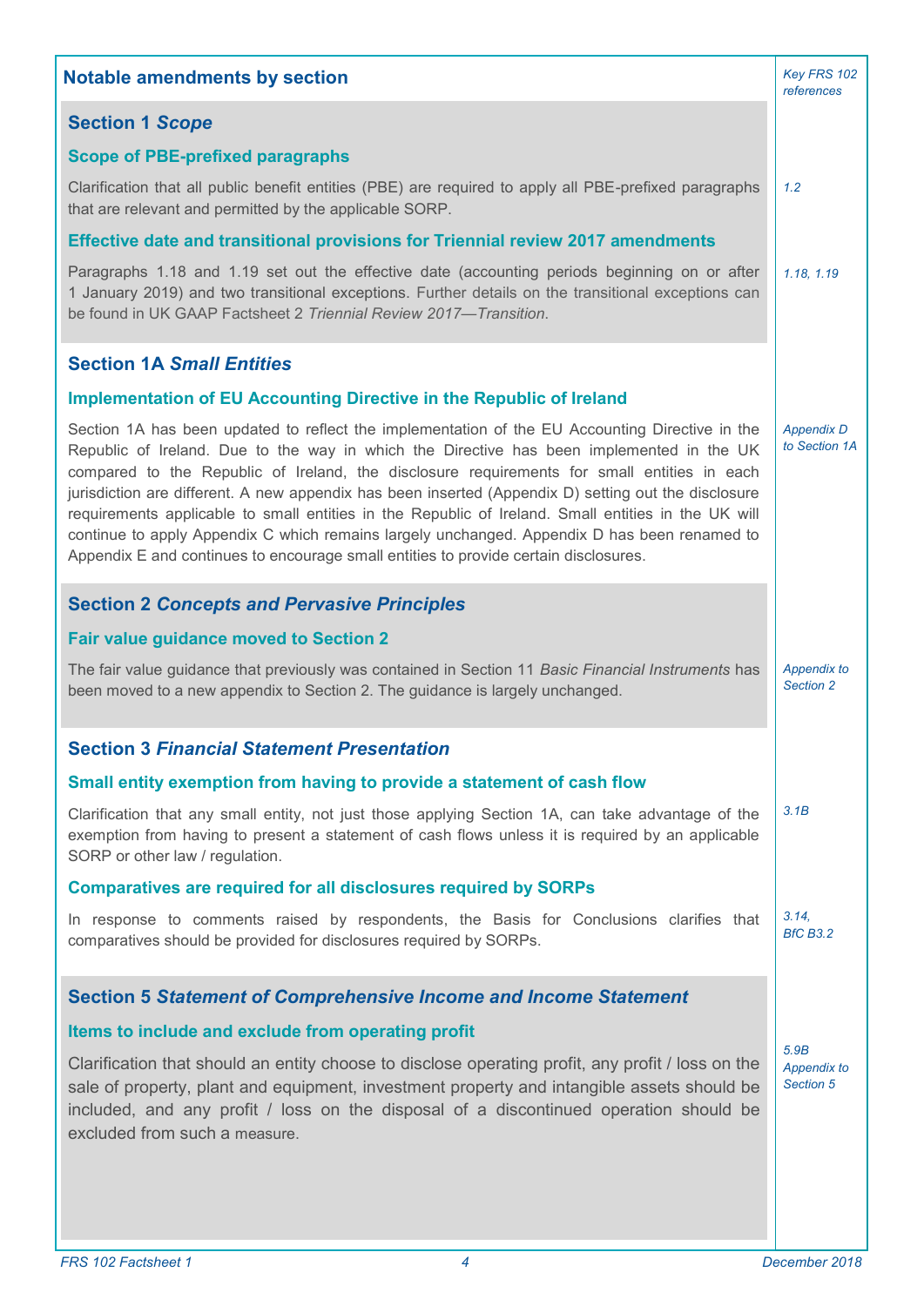## Notable amendments by section

*Key FRS 102 references*

### Section 1 *Scope*

#### Scope of PBE-prefixed paragraphs

Clarification that all public benefit entities (PBE) are required to apply all PBE-prefixed paragraphs that are relevant and permitted by the applicable SORP.

*1.2*

#### Effective date and transitional provisions for Triennial review 2017 amendments

Paragraphs 1.18 and 1.19 set out the effective date (accounting periods beginning on or after 1 January 2019) and two transitional exceptions. Further details on the transitional exceptions can be found in UK GAAP Factsheet 2 *Triennial Review 2017—Transition.*

*1.18, 1.19*

### Section 1A *Small Entities*

#### Implementation of EU Accounting Directive in the Republic of Ireland

Section 1A has been updated to reflect the implementation of the EU Accounting Directive in the Republic of Ireland. Due to the way in which the Directive has been implemented in the UK compared to the Republic of Ireland, the disclosure requirements for small entities in each jurisdiction are different. A new appendix has been inserted (Appendix D) setting out the disclosure requirements applicable to small entities in the Republic of Ireland. Small entities in the UK will continue to apply Appendix C which remains largely unchanged. Appendix D has been renamed to Appendix E and continues to encourage small entities to provide certain disclosures.

*Appendix D to Section 1A*

### Section 2 *Concepts and Pervasive Principles*

#### Fair value guidance moved to Section 2

The fair value guidance that previously was contained in Section 11 *Basic Financial Instruments* has been moved to a new appendix to Section 2. The guidance is largely unchanged.

*Appendix to Section 2*

### Section 3 *Financial Statement Presentation*

#### Small entity exemption from having to provide a statement of cash flow

Clarification that any small entity, not just those applying Section 1A, can take advantage of the exemption from having to present a statement of cash flows unless it is required by an applicable SORP or other law / regulation.

*3.1B*

#### Comparatives are required for all disclosures required by SORPs

In response to comments raised by respondents, the Basis for Conclusions clarifies that comparatives should be provided for disclosures required by SORPs.

*3.14, BfC B3.2*

### Section 5 *Statement of Comprehensive Income and Income Statement*

#### Items to include and exclude from operating profit

Clarification that should an entity choose to disclose operating profit, any profit / loss on the sale of property, plant and equipment, investment property and intangible assets should be included, and any profit / loss on the disposal of a discontinued operation should be excluded from such a measure.

*5.9B Appendix to Section 5*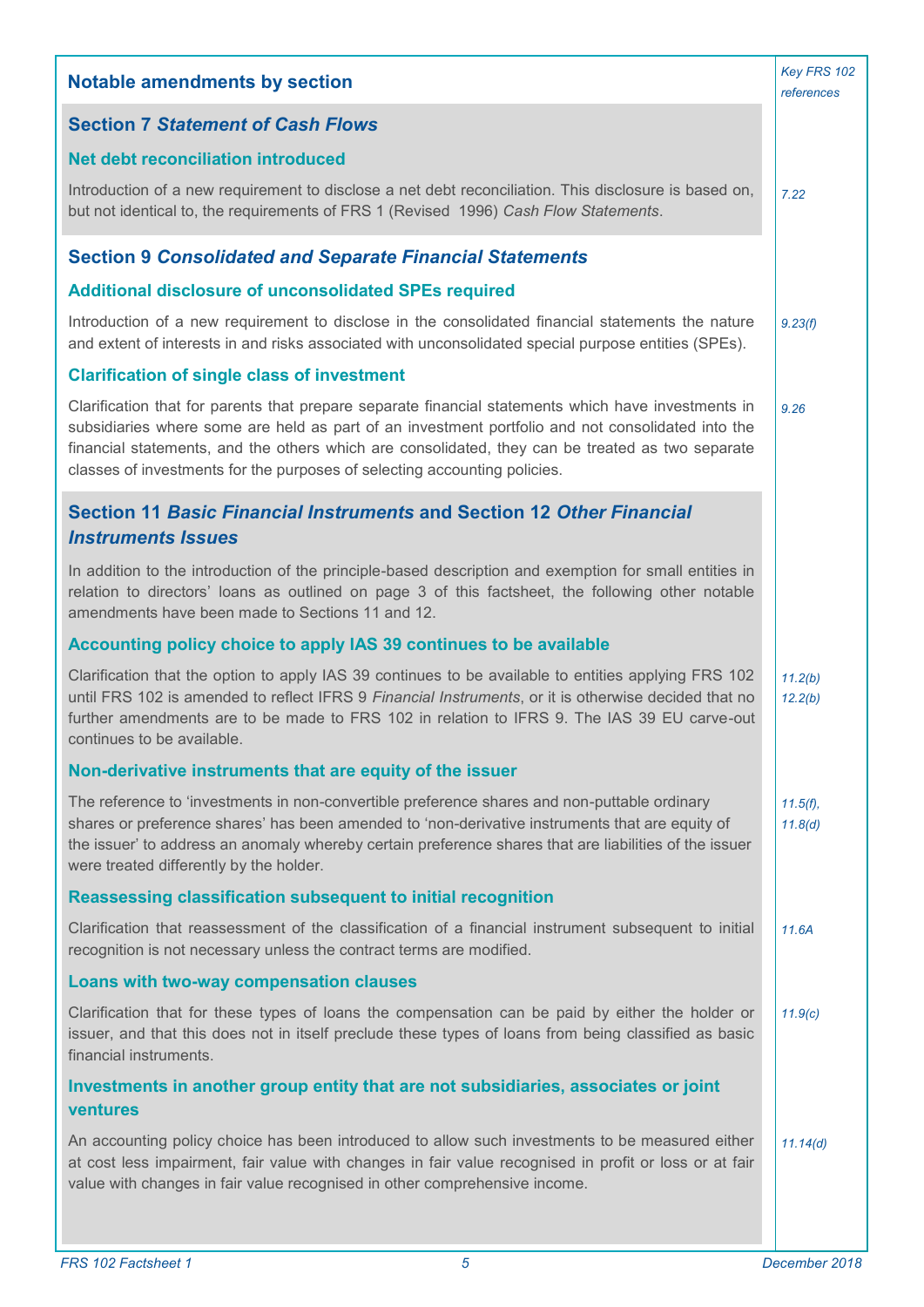## Notable amendments by section

*Key FRS 102 references*

### Section 7 *Statement of Cash Flows*

#### Net debt reconciliation introduced

Introduction of a new requirement to disclose a net debt reconciliation. This disclosure is based on, but not identical to, the requirements of FRS 1 (Revised 1996) *Cash Flow Statements*. *7.22*

### Section 9 *Consolidated and Separate Financial Statements*

#### Additional disclosure of unconsolidated SPEs required

Introduction of a new requirement to disclose in the consolidated financial statements the nature and extent of interests in and risks associated with unconsolidated special purpose entities (SPEs). *9.23(f)*

#### Clarification of single class of investment

Clarification that for parents that prepare separate financial statements which have investments in subsidiaries where some are held as part of an investment portfolio and not consolidated into the financial statements, and the others which are consolidated, they can be treated as two separate classes of investments for the purposes of selecting accounting policies. *9.26*

### Section 11 *Basic Financial Instruments* and Section 12 *Other Financial Instruments Issues*

In addition to the introduction of the principle-based description and exemption for small entities in relation to directors' loans as outlined on page 3 of this factsheet, the following other notable amendments have been made to Sections 11 and 12.

#### Accounting policy choice to apply IAS 39 continues to be available

Clarification that the option to apply IAS 39 continues to be available to entities applying FRS 102 until FRS 102 is amended to reflect IFRS 9 *Financial Instruments*, or it is otherwise decided that no further amendments are to be made to FRS 102 in relation to IFRS 9. The IAS 39 EU carve-out continues to be available. *11.2(b), 12.2(b)*

#### Non-derivative instruments that are equity of the issuer

The reference to 'investments in non-convertible preference shares and non-puttable ordinary shares or preference shares' has been amended to 'non-derivative instruments that are equity of the issuer' to address an anomaly whereby certain preference shares that are liabilities of the issuer were treated differently by the holder. *11.5(f), 11.8(d)*

#### Reassessing classification subsequent to initial recognition

Clarification that reassessment of the classification of a financial instrument subsequent to initial recognition is not necessary unless the contract terms are modified. *11.6A*

#### Loans with two-way compensation clauses

Clarification that for these types of loans the compensation can be paid by either the holder or issuer, and that this does not in itself preclude these types of loans from being classified as basic financial instruments. *11.9(c)*

#### Investments in another group entity that are not subsidiaries, associates or joint ventures

An accounting policy choice has been introduced to allow such investments to be measured either at cost less impairment, fair value with changes in fair value recognised in profit or loss or at fair value with changes in fair value recognised in other comprehensive income. *11.14(d)*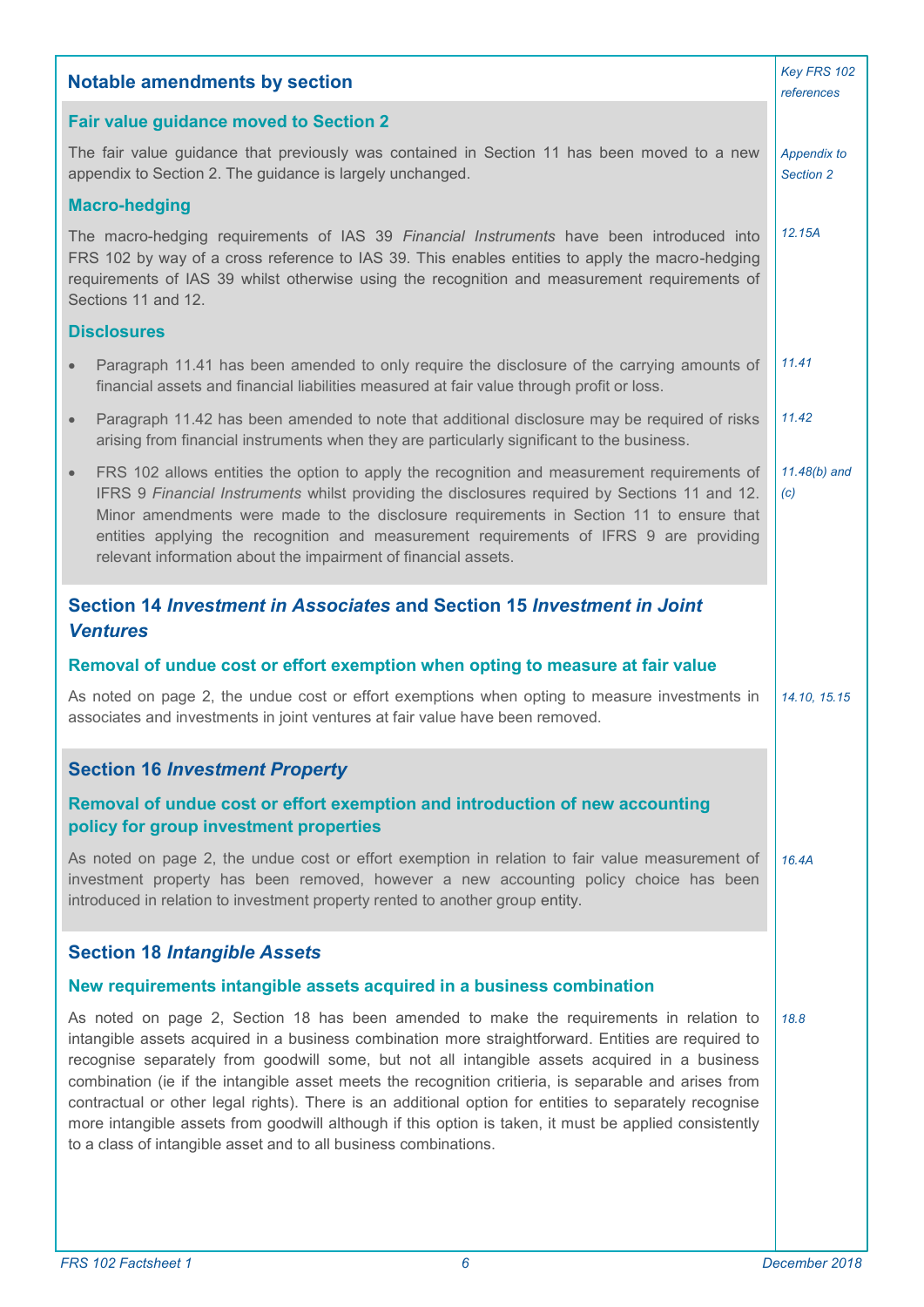## Notable amendments by section

*Key FRS 102 references*

### Fair value guidance moved to Section 2

The fair value guidance that previously was contained in Section 11 has been moved to a new appendix to Section 2. The guidance is largely unchanged.

*Appendix to Section 2*

### Macro-hedging

The macro-hedging requirements of IAS 39 *Financial Instruments* have been introduced into FRS 102 by way of a cross reference to IAS 39. This enables entities to apply the macro-hedging requirements of IAS 39 whilst otherwise using the recognition and measurement requirements of Sections 11 and 12.

*12.15A*

### Disclosures

- Paragraph 11.41 has been amended to only require the disclosure of the carrying amounts of financial assets and financial liabilities measured at fair value through profit or loss. *11.41*
- Paragraph 11.42 has been amended to note that additional disclosure may be required of risks arising from financial instruments when they are particularly significant to the business. *11.42*
- FRS 102 allows entities the option to apply the recognition and measurement requirements of IFRS 9 *Financial Instruments* whilst providing the disclosures required by Sections 11 and 12. Minor amendments were made to the disclosure requirements in Section 11 to ensure that entities applying the recognition and measurement requirements of IFRS 9 are providing relevant information about the impairment of financial assets. *11.48(b) and (c)*

## Section 14 *Investment in Associates* and Section 15 *Investment in Joint Ventures*

### Removal of undue cost or effort exemption when opting to measure at fair value

As noted on page 2, the undue cost or effort exemptions when opting to measure investments in associates and investments in joint ventures at fair value have been removed.

*14.10, 15.15*

## Section 16 *Investment Property*

### Removal of undue cost or effort exemption and introduction of new accounting policy for group investment properties

As noted on page 2, the undue cost or effort exemption in relation to fair value measurement of investment property has been removed, however a new accounting policy choice has been introduced in relation to investment property rented to another group entity.

*16.4A*

## Section 18 *Intangible Assets*

### New requirements intangible assets acquired in a business combination

As noted on page 2, Section 18 has been amended to make the requirements in relation to intangible assets acquired in a business combination more straightforward. Entities are required to recognise separately from goodwill some, but not all intangible assets acquired in a business combination (ie if the intangible asset meets the recognition critieria, is separable and arises from contractual or other legal rights). There is an additional option for entities to separately recognise more intangible assets from goodwill although if this option is taken, it must be applied consistently to a class of intangible asset and to all business combinations.

*18.8*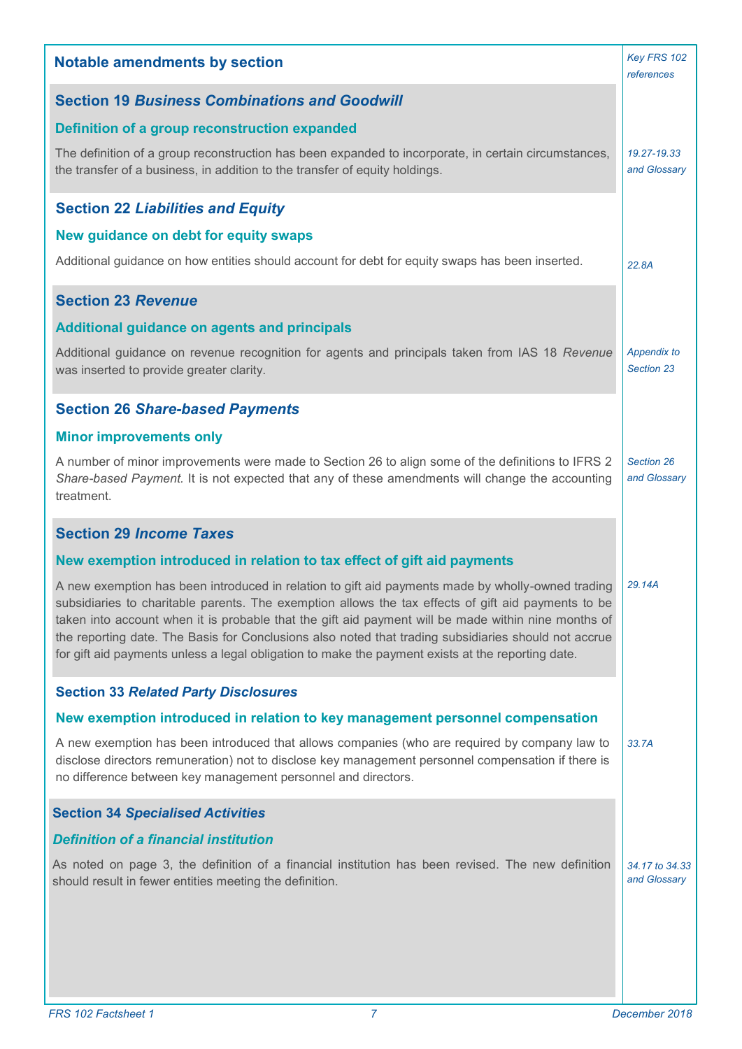## Notable amendments by section

*Key FRS 102 references*

### Section 19 *Business Combinations and Goodwill*

#### Definition of a group reconstruction expanded

The definition of a group reconstruction has been expanded to incorporate, in certain circumstances, the transfer of a business, in addition to the transfer of equity holdings.

*19.27-19.33 and Glossary*

### Section 22 *Liabilities and Equity*

#### New guidance on debt for equity swaps

Additional guidance on how entities should account for debt for equity swaps has been inserted.

*22.8A*

### Section 23 *Revenue*

#### Additional guidance on agents and principals

Additional guidance on revenue recognition for agents and principals taken from IAS 18 *Revenue* was inserted to provide greater clarity.

*Appendix to Section 23*

### Section 26 *Share-based Payments*

#### Minor improvements only

A number of minor improvements were made to Section 26 to align some of the definitions to IFRS 2 *Share-based Payment*. It is not expected that any of these amendments will change the accounting treatment.

*Section 26 and Glossary*

### Section 29 *Income Taxes*

#### New exemption introduced in relation to tax effect of gift aid payments

A new exemption has been introduced in relation to gift aid payments made by wholly-owned trading subsidiaries to charitable parents. The exemption allows the tax effects of gift aid payments to be taken into account when it is probable that the gift aid payment will be made within nine months of the reporting date. The Basis for Conclusions also noted that trading subsidiaries should not accrue for gift aid payments unless a legal obligation to make the payment exists at the reporting date.

*29.14A*

### Section 33 *Related Party Disclosures*

#### New exemption introduced in relation to key management personnel compensation

A new exemption has been introduced that allows companies (who are required by company law to disclose directors remuneration) not to disclose key management personnel compensation if there is no difference between key management personnel and directors.

*33.7A*

### Section 34 *Specialised Activities*

#### *Definition of a financial institution*

As noted on page 3, the definition of a financial institution has been revised. The new definition should result in fewer entities meeting the definition.

*34.17 to 34.33 and Glossary*